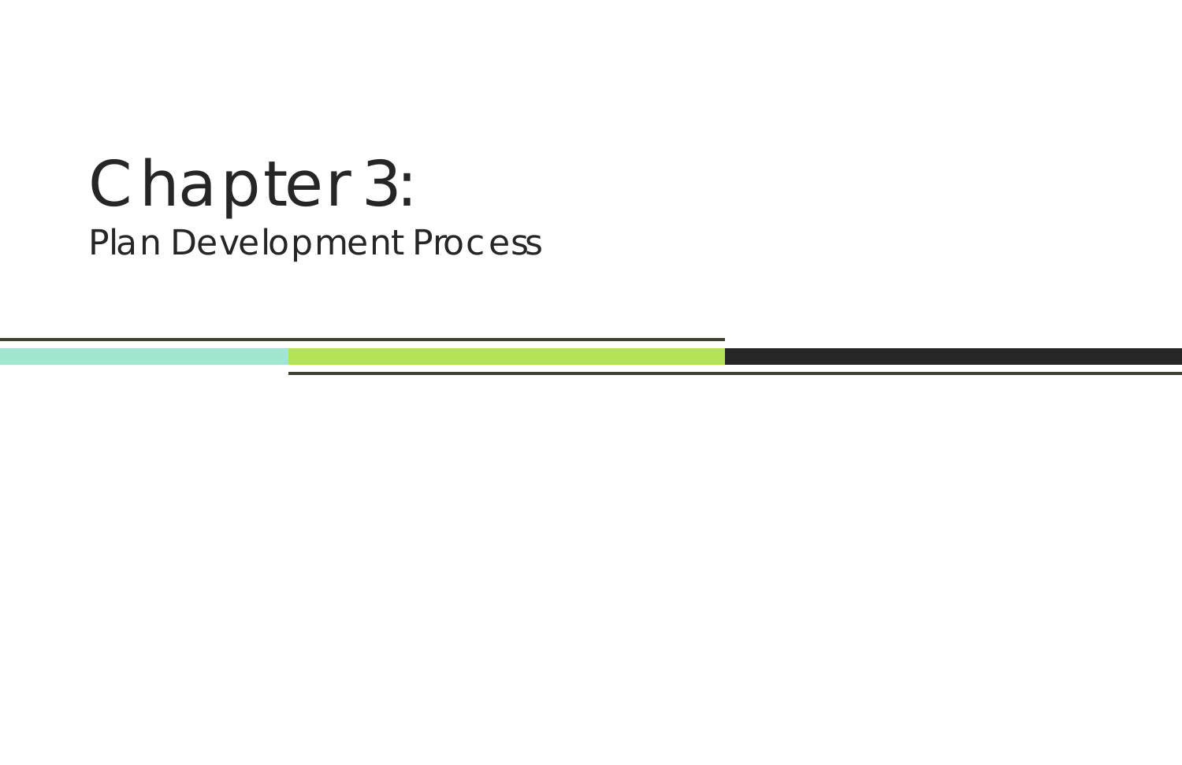# Chapter 3:

## Plan Development Process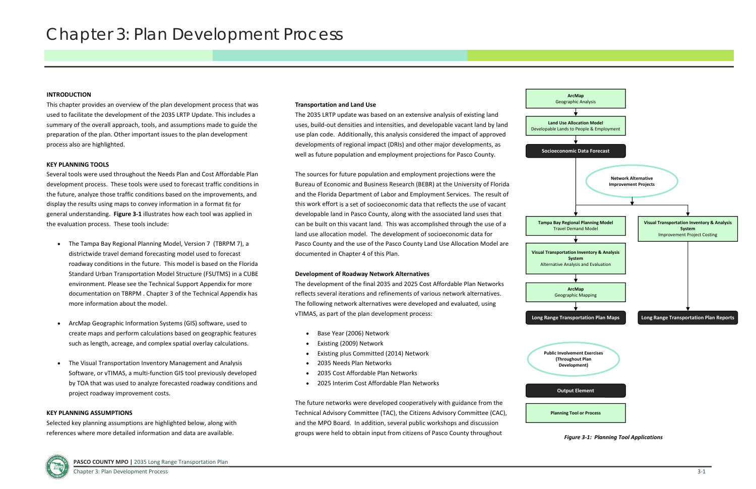# Chapter 3: Plan Development Process

## INTRODUCTION

This chapter provides an overview of the plan development process that was used to facilitate the development of the 2035 LRTP Update. This includes a summary of the overall approach, tools, and assumptions made to guide the preparation of the plan. Other important issues to the plan development process also are highlighted.

## KEY PLANNING TOOLS

Several tools were used throughout the Needs Plan and Cost Affordable Plan development process. These tools were used to forecast traffic conditions in the future, analyze those traffic conditions based on the improvements, and display the results using maps to convey information in a format fit for general understanding. **Figure 3-1** illustrates how each tool was applied in the evaluation process. These tools include:

- The Tampa Bay Regional Planning Model, Version 7 (TBRPM 7), a districtwide travel demand forecasting model used to forecast roadway conditions in the future. This model is based on the Florida Standard Urban Transportation Model Structure (FSUTMS) in a CUBE environment. Please see the Technical Support Appendix for more documentation on TBRPM . Chapter 3 of the Technical Appendix has more information about the model.
- ArcMap Geographic Information Systems (GIS) software, used to create maps and perform calculations based on geographic features such as length, acreage, and complex spatial overlay calculations.
- The Visual Transportation Inventory Management and Analysis Software, or vTIMAS, a multi-function GIS tool previously developed by TOA that was used to analyze forecasted roadway conditions and project roadway improvement costs.

## KEY PLANNING ASSUMPTIONS

Selected key planning assumptions are highlighted below, along with references where more detailed information and data are available.

### Transportation and Land Use

The 2035 LRTP update was based on an extensive analysis of existing land uses, build-out densities and intensities, and developable vacant land by land use plan code. Additionally, this analysis considered the impact of approved developments of regional impact (DRIs) and other major developments, as well as future population and employment projections for Pasco County.

The sources for future population and employment projections were the Bureau of Economic and Business Research (BEBR) at the University of Florida and the Florida Department of Labor and Employment Services. The result of this work effort is a set of socioeconomic data that reflects the use of vacant developable land in Pasco County, along with the associated land uses that can be built on this vacant land. This was accomplished through the use of a land use allocation model. The development of socioeconomic data for Pasco County and the use of the Pasco County Land Use Allocation Model are documented in Chapter 4 of this Plan.

### Development of Roadway Network Alternatives

The development of the final 2035 and 2025 Cost Affordable Plan Networks reflects several iterations and refinements of various network alternatives. The following network alternatives were developed and evaluated, using vTIMAS, as part of the plan development process:

- Base Year (2006) Network
- Existing (2009) Network
- Existing plus Committed (2014) Network
- 2035 Needs Plan Networks
- 2035 Cost Affordable Plan Networks
- 2025 Interim Cost Affordable Plan Networks

The future networks were developed cooperatively with guidance from the Technical Advisory Committee (TAC), the Citizens Advisory Committee (CAC), and the MPO Board. In addition, several public workshops and discussion groups were held to obtain input from citizens of Pasco County throughout

**ArcMap** – Geographic Analysis
↓
**Land Use Allocation Model** – Developable Lands to People & Employment
↓
**Socioeconomic Data Forecast**
↓ (with **Network Alternative Improvement Projects**)
- **Tampa Bay Regional Planning Model** – Travel Demand Model
  ↓
  **Visual Transportation Inventory & Analysis System** – Alternative Analysis and Evaluation
  ↓
  **ArcMap** – Geographic Mapping
  ↓
  **Long Range Transportation Plan Maps**
- **Visual Transportation Inventory & Analysis System** – Improvement Project Costing
  ↓
  **Long Range Transportation Plan Reports**

Legend: **Public Involvement Exercises (Throughout Plan Development)**; **Output Element**; **Planning Tool or Process**

*Figure 3-1: Planning Tool Applications*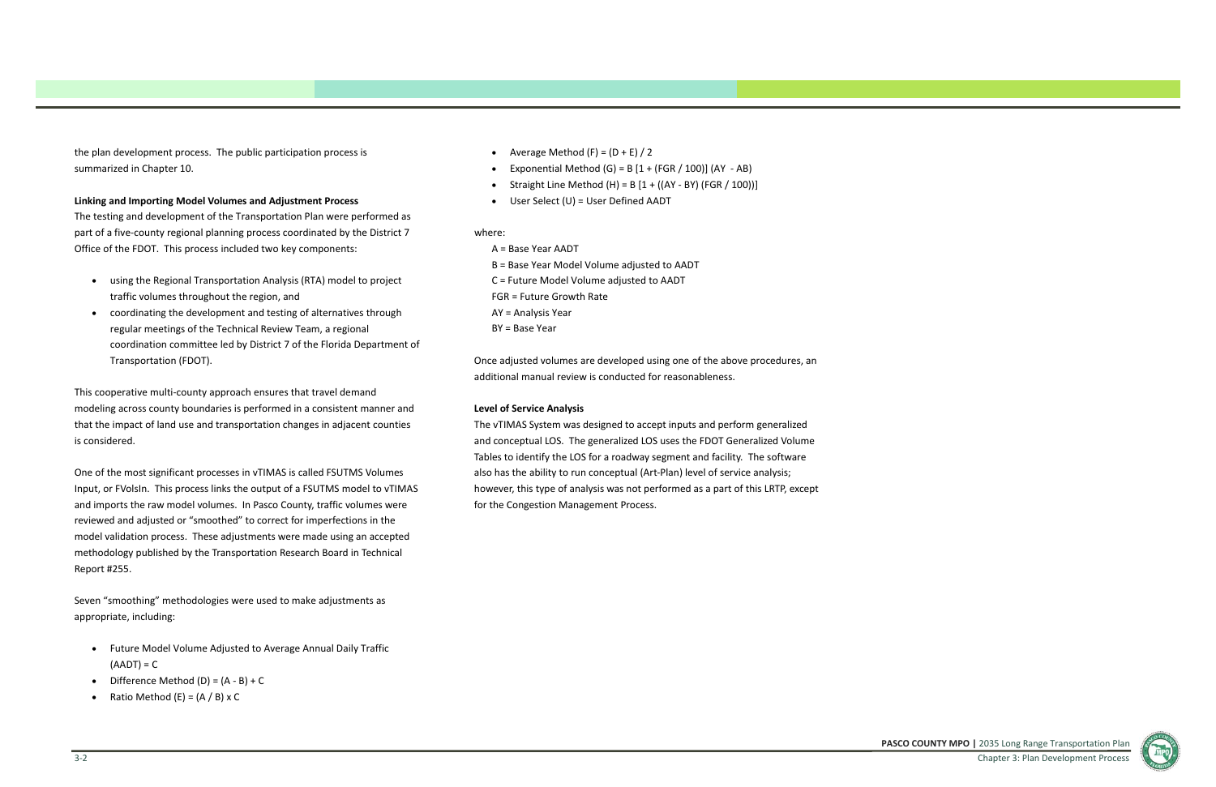the plan development process. The public participation process is summarized in Chapter 10.

**Linking and Importing Model Volumes and Adjustment Process**

The testing and development of the Transportation Plan were performed as part of a five-county regional planning process coordinated by the District 7 Office of the FDOT. This process included two key components:

- using the Regional Transportation Analysis (RTA) model to project traffic volumes throughout the region, and
- coordinating the development and testing of alternatives through regular meetings of the Technical Review Team, a regional coordination committee led by District 7 of the Florida Department of Transportation (FDOT).

This cooperative multi-county approach ensures that travel demand modeling across county boundaries is performed in a consistent manner and that the impact of land use and transportation changes in adjacent counties is considered.

One of the most significant processes in vTIMAS is called FSUTMS Volumes Input, or FVolsIn. This process links the output of a FSUTMS model to vTIMAS and imports the raw model volumes. In Pasco County, traffic volumes were reviewed and adjusted or "smoothed" to correct for imperfections in the model validation process. These adjustments were made using an accepted methodology published by the Transportation Research Board in Technical Report #255.

Seven "smoothing" methodologies were used to make adjustments as appropriate, including:

- Future Model Volume Adjusted to Average Annual Daily Traffic (AADT) = C
- Difference Method (D) = (A - B) + C
- Ratio Method (E) = (A / B) x C
- Average Method (F) = (D + E) / 2
- Exponential Method (G) = B [1 + (FGR / 100)] (AY - AB)
- Straight Line Method (H) = B [1 + ((AY - BY) (FGR / 100))]
- User Select (U) = User Defined AADT

where:

A = Base Year AADT
B = Base Year Model Volume adjusted to AADT
C = Future Model Volume adjusted to AADT
FGR = Future Growth Rate
AY = Analysis Year
BY = Base Year

Once adjusted volumes are developed using one of the above procedures, an additional manual review is conducted for reasonableness.

**Level of Service Analysis**

The vTIMAS System was designed to accept inputs and perform generalized and conceptual LOS. The generalized LOS uses the FDOT Generalized Volume Tables to identify the LOS for a roadway segment and facility. The software also has the ability to run conceptual (Art-Plan) level of service analysis; however, this type of analysis was not performed as a part of this LRTP, except for the Congestion Management Process.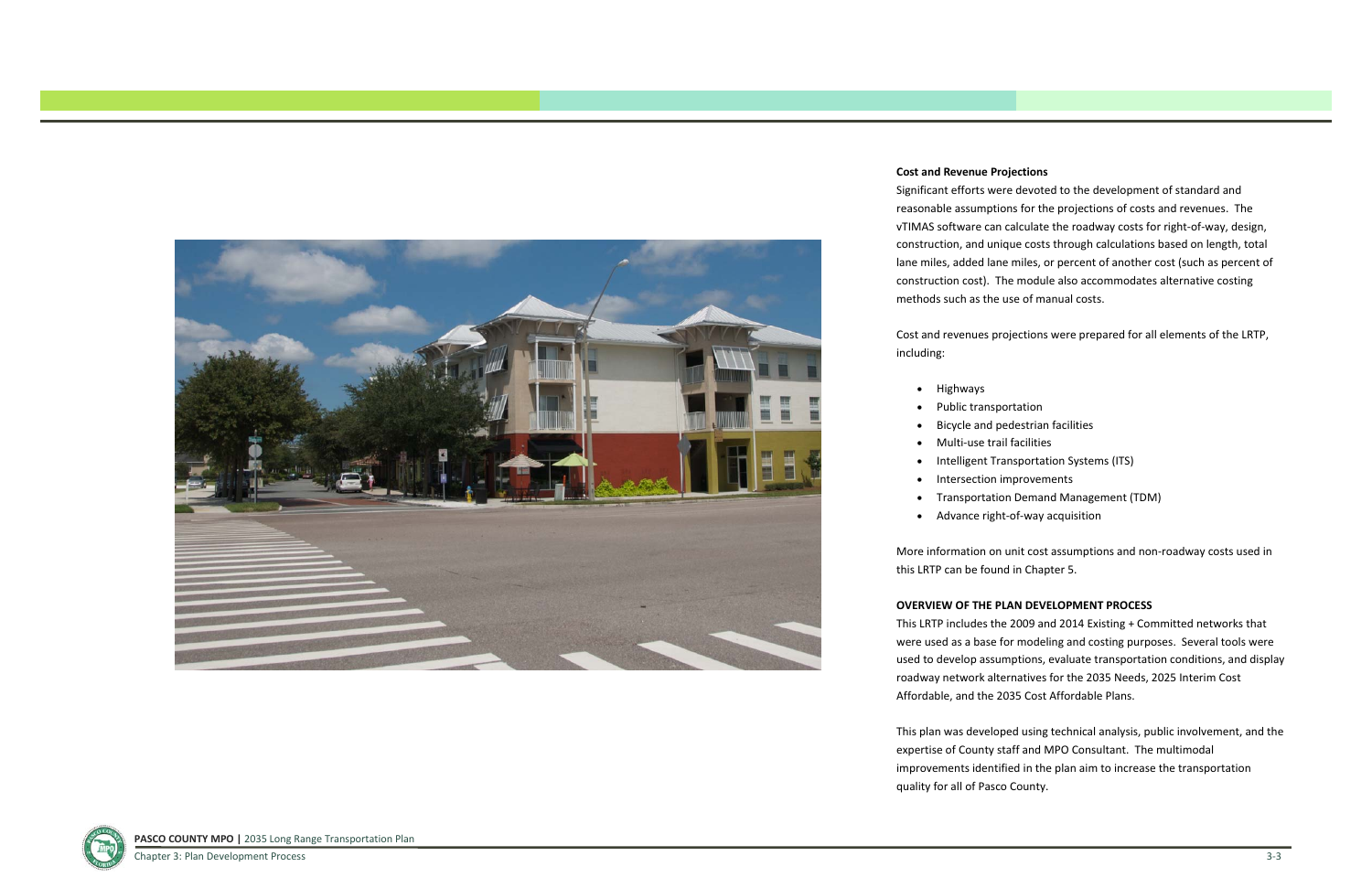**Cost and Revenue Projections**

Significant efforts were devoted to the development of standard and reasonable assumptions for the projections of costs and revenues. The vTIMAS software can calculate the roadway costs for right-of-way, design, construction, and unique costs through calculations based on length, total lane miles, added lane miles, or percent of another cost (such as percent of construction cost). The module also accommodates alternative costing methods such as the use of manual costs.

Cost and revenues projections were prepared for all elements of the LRTP, including:

- Highways
- Public transportation
- Bicycle and pedestrian facilities
- Multi-use trail facilities
- Intelligent Transportation Systems (ITS)
- Intersection improvements
- Transportation Demand Management (TDM)
- Advance right-of-way acquisition

More information on unit cost assumptions and non-roadway costs used in this LRTP can be found in Chapter 5.

## OVERVIEW OF THE PLAN DEVELOPMENT PROCESS

This LRTP includes the 2009 and 2014 Existing + Committed networks that were used as a base for modeling and costing purposes. Several tools were used to develop assumptions, evaluate transportation conditions, and display roadway network alternatives for the 2035 Needs, 2025 Interim Cost Affordable, and the 2035 Cost Affordable Plans.

This plan was developed using technical analysis, public involvement, and the expertise of County staff and MPO Consultant. The multimodal improvements identified in the plan aim to increase the transportation quality for all of Pasco County.